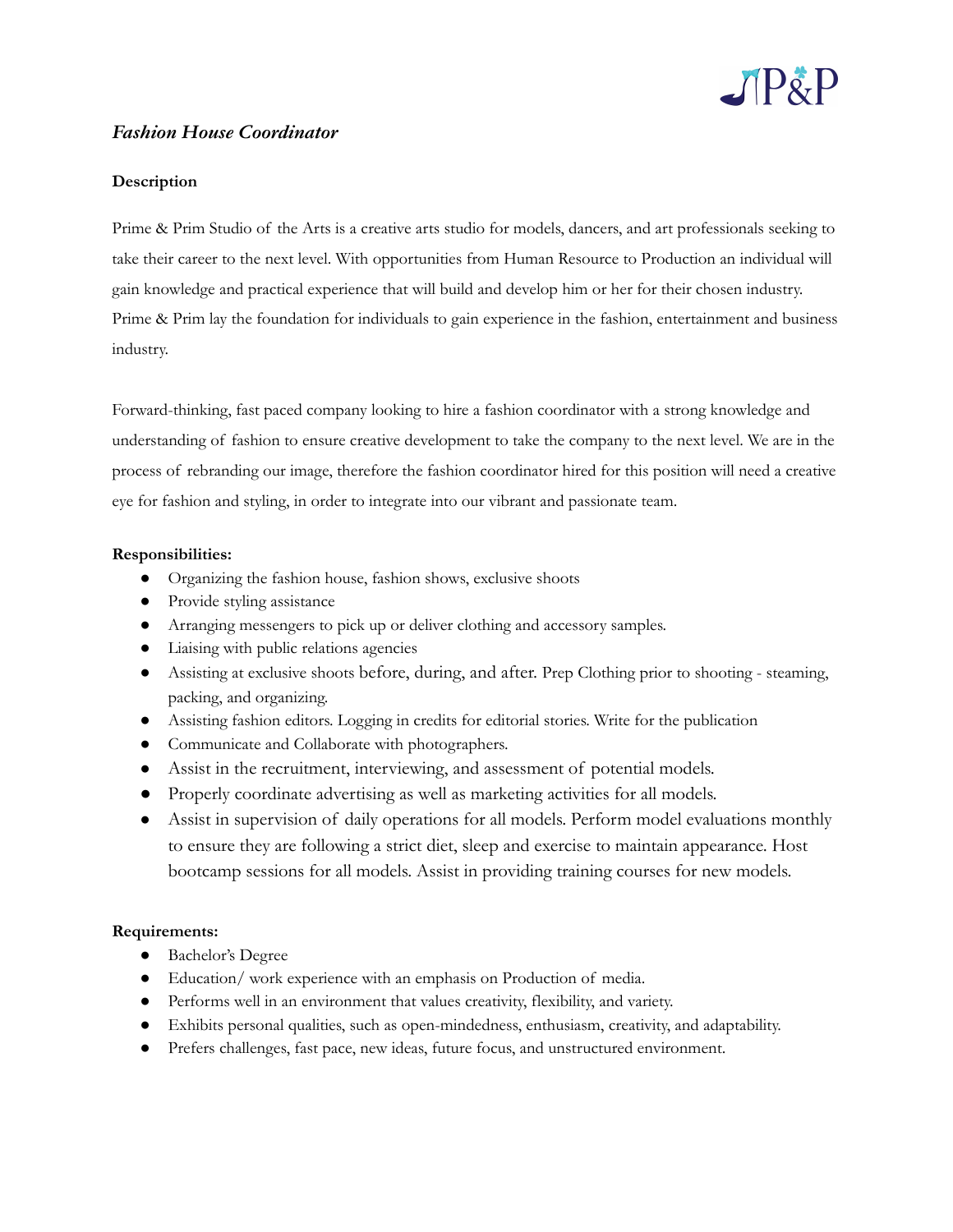# *Fashion House Coordinator*

**Description**

Prime & Prim Studio of the Arts is a creative arts studio for models, dancers, and art professionals seeking to take their career to the next level. With opportunities from Human Resource to Production an individual will gain knowledge and practical experience that will build and develop him or her for their chosen industry. Prime & Prim lay the foundation for individuals to gain experience in the fashion, entertainment and business industry.

Forward-thinking, fast paced company looking to hire a fashion coordinator with a strong knowledge and understanding of fashion to ensure creative development to take the company to the next level. We are in the process of rebranding our image, therefore the fashion coordinator hired for this position will need a creative eye for fashion and styling, in order to integrate into our vibrant and passionate team.

**Responsibilities:**

- Organizing the fashion house, fashion shows, exclusive shoots
- Provide styling assistance
- Arranging messengers to pick up or deliver clothing and accessory samples.
- Liaising with public relations agencies
- Assisting at exclusive shoots before, during, and after. Prep Clothing prior to shooting - steaming, packing, and organizing.
- Assisting fashion editors. Logging in credits for editorial stories. Write for the publication
- Communicate and Collaborate with photographers.
- Assist in the recruitment, interviewing, and assessment of potential models.
- Properly coordinate advertising as well as marketing activities for all models.
- Assist in supervision of daily operations for all models. Perform model evaluations monthly to ensure they are following a strict diet, sleep and exercise to maintain appearance. Host bootcamp sessions for all models. Assist in providing training courses for new models.

**Requirements:**

- Bachelor's Degree
- Education/ work experience with an emphasis on Production of media.
- Performs well in an environment that values creativity, flexibility, and variety.
- Exhibits personal qualities, such as open-mindedness, enthusiasm, creativity, and adaptability.
- Prefers challenges, fast pace, new ideas, future focus, and unstructured environment.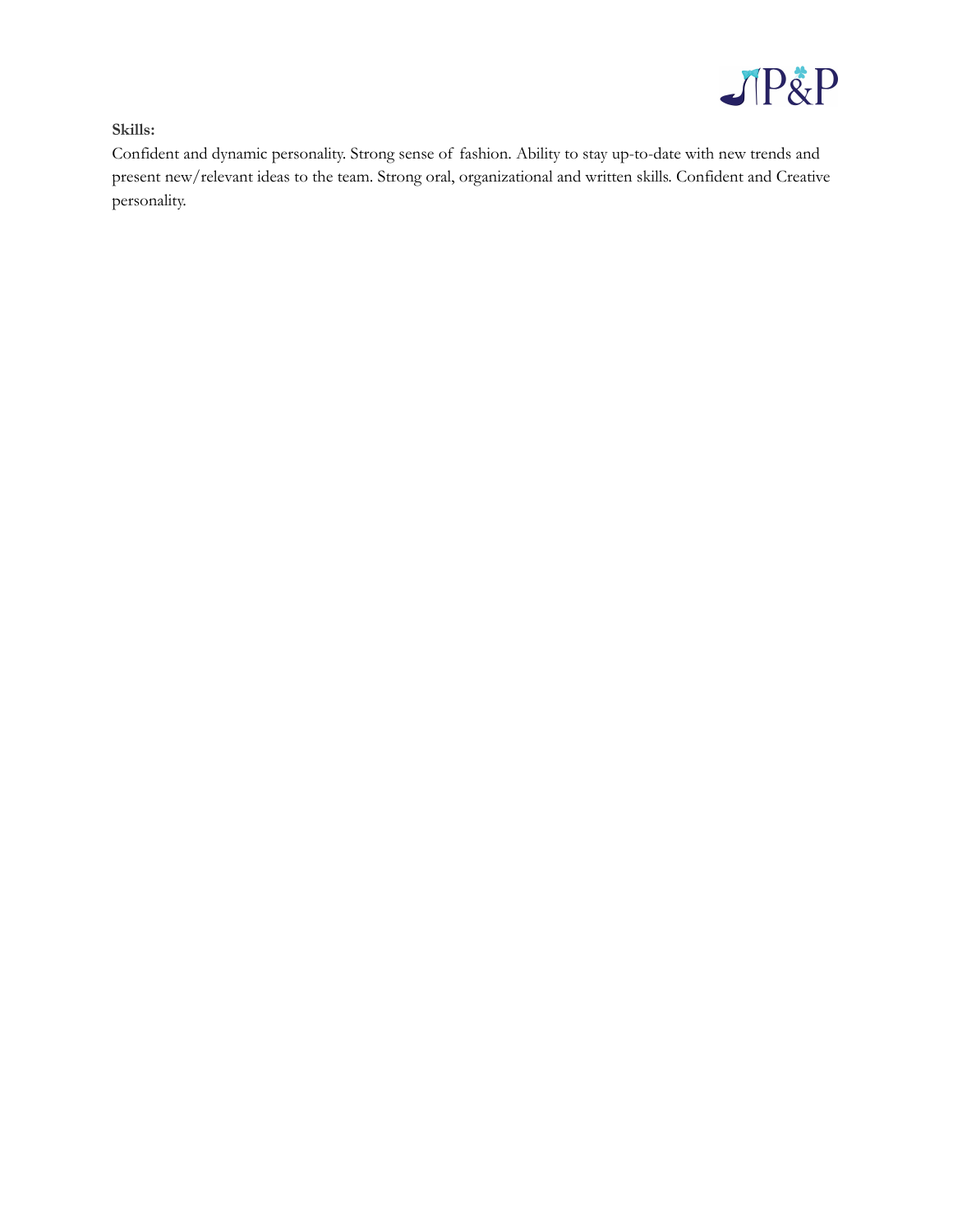**Skills:**

Confident and dynamic personality. Strong sense of fashion. Ability to stay up-to-date with new trends and present new/relevant ideas to the team. Strong oral, organizational and written skills. Confident and Creative personality.